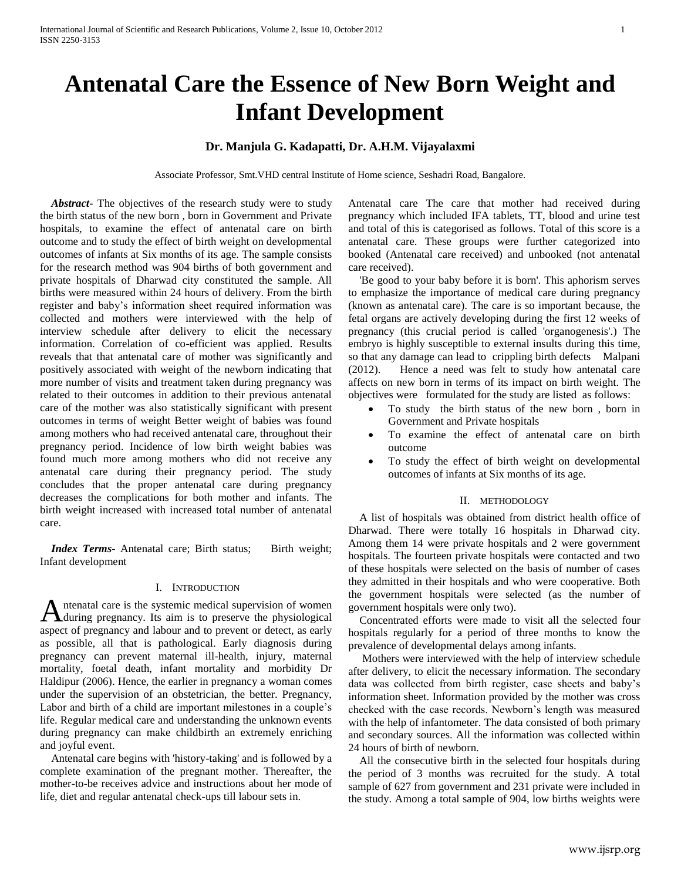# Antenatal Care the Essence of New Born Weight and Infant Development

**Dr. Manjula G. Kadapatti, Dr. A.H.M. Vijayalaxmi**

Associate Professor, Smt.VHD central Institute of Home science, Seshadri Road, Bangalore.

***Abstract***- The objectives of the research study were to study the birth status of the new born , born in Government and Private hospitals, to examine the effect of antenatal care on birth outcome and to study the effect of birth weight on developmental outcomes of infants at Six months of its age. The sample consists for the research method was 904 births of both government and private hospitals of Dharwad city constituted the sample. All births were measured within 24 hours of delivery. From the birth register and baby's information sheet required information was collected and mothers were interviewed with the help of interview schedule after delivery to elicit the necessary information. Correlation of co-efficient was applied. Results reveals that that antenatal care of mother was significantly and positively associated with weight of the newborn indicating that more number of visits and treatment taken during pregnancy was related to their outcomes in addition to their previous antenatal care of the mother was also statistically significant with present outcomes in terms of weight Better weight of babies was found among mothers who had received antenatal care, throughout their pregnancy period. Incidence of low birth weight babies was found much more among mothers who did not receive any antenatal care during their pregnancy period. The study concludes that the proper antenatal care during pregnancy decreases the complications for both mother and infants. The birth weight increased with increased total number of antenatal care.

***Index Terms***- Antenatal care; Birth status; Birth weight; Infant development

## I. Introduction

Antenatal care is the systemic medical supervision of women during pregnancy. Its aim is to preserve the physiological aspect of pregnancy and labour and to prevent or detect, as early as possible, all that is pathological. Early diagnosis during pregnancy can prevent maternal ill-health, injury, maternal mortality, foetal death, infant mortality and morbidity Dr Haldipur (2006). Hence, the earlier in pregnancy a woman comes under the supervision of an obstetrician, the better. Pregnancy, Labor and birth of a child are important milestones in a couple's life. Regular medical care and understanding the unknown events during pregnancy can make childbirth an extremely enriching and joyful event.

Antenatal care begins with 'history-taking' and is followed by a complete examination of the pregnant mother. Thereafter, the mother-to-be receives advice and instructions about her mode of life, diet and regular antenatal check-ups till labour sets in.

Antenatal care The care that mother had received during pregnancy which included IFA tablets, TT, blood and urine test and total of this is categorised as follows. Total of this score is a antenatal care. These groups were further categorized into booked (Antenatal care received) and unbooked (not antenatal care received).

'Be good to your baby before it is born'. This aphorism serves to emphasize the importance of medical care during pregnancy (known as antenatal care). The care is so important because, the fetal organs are actively developing during the first 12 weeks of pregnancy (this crucial period is called 'organogenesis'.) The embryo is highly susceptible to external insults during this time, so that any damage can lead to crippling birth defects Malpani (2012). Hence a need was felt to study how antenatal care affects on new born in terms of its impact on birth weight. The objectives were formulated for the study are listed as follows:

- To study the birth status of the new born , born in Government and Private hospitals
- To examine the effect of antenatal care on birth outcome
- To study the effect of birth weight on developmental outcomes of infants at Six months of its age.

## II. Methodology

A list of hospitals was obtained from district health office of Dharwad. There were totally 16 hospitals in Dharwad city. Among them 14 were private hospitals and 2 were government hospitals. The fourteen private hospitals were contacted and two of these hospitals were selected on the basis of number of cases they admitted in their hospitals and who were cooperative. Both the government hospitals were selected (as the number of government hospitals were only two).

Concentrated efforts were made to visit all the selected four hospitals regularly for a period of three months to know the prevalence of developmental delays among infants.

Mothers were interviewed with the help of interview schedule after delivery, to elicit the necessary information. The secondary data was collected from birth register, case sheets and baby's information sheet. Information provided by the mother was cross checked with the case records. Newborn's length was measured with the help of infantometer. The data consisted of both primary and secondary sources. All the information was collected within 24 hours of birth of newborn.

All the consecutive birth in the selected four hospitals during the period of 3 months was recruited for the study. A total sample of 627 from government and 231 private were included in the study. Among a total sample of 904, low births weights were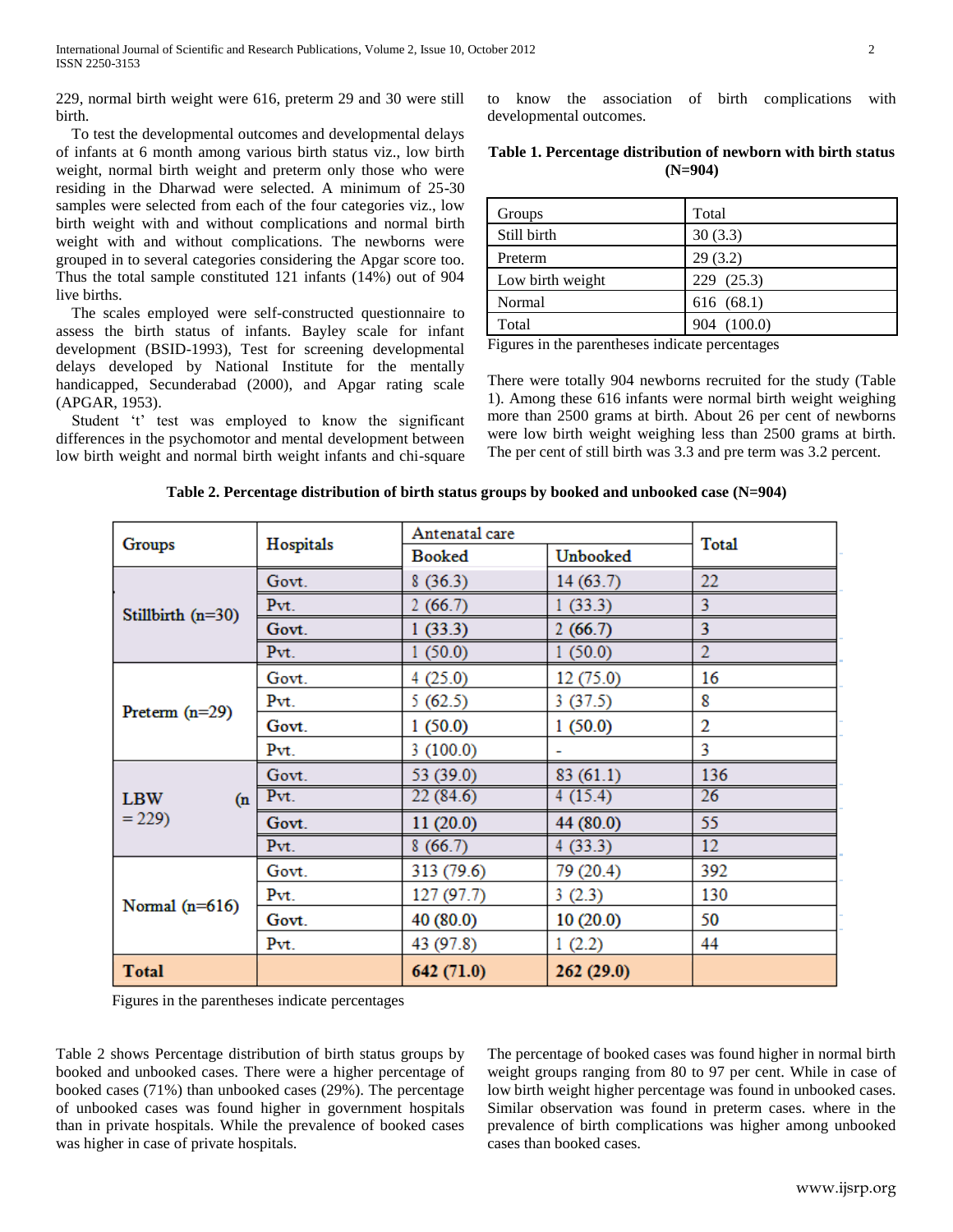229, normal birth weight were 616, preterm 29 and 30 were still birth.

To test the developmental outcomes and developmental delays of infants at 6 month among various birth status viz., low birth weight, normal birth weight and preterm only those who were residing in the Dharwad were selected. A minimum of 25-30 samples were selected from each of the four categories viz., low birth weight with and without complications and normal birth weight with and without complications. The newborns were grouped in to several categories considering the Apgar score too. Thus the total sample constituted 121 infants (14%) out of 904 live births.

The scales employed were self-constructed questionnaire to assess the birth status of infants. Bayley scale for infant development (BSID-1993), Test for screening developmental delays developed by National Institute for the mentally handicapped, Secunderabad (2000), and Apgar rating scale (APGAR, 1953).

Student 't' test was employed to know the significant differences in the psychomotor and mental development between low birth weight and normal birth weight infants and chi-square to know the association of birth complications with developmental outcomes.

**Table 1. Percentage distribution of newborn with birth status (N=904)**

| Groups | Total |
|---|---|
| Still birth | 30 (3.3) |
| Preterm | 29 (3.2) |
| Low birth weight | 229 (25.3) |
| Normal | 616 (68.1) |
| Total | 904 (100.0) |

Figures in the parentheses indicate percentages

There were totally 904 newborns recruited for the study (Table 1). Among these 616 infants were normal birth weight weighing more than 2500 grams at birth. About 26 per cent of newborns were low birth weight weighing less than 2500 grams at birth. The per cent of still birth was 3.3 and pre term was 3.2 percent.

**Table 2. Percentage distribution of birth status groups by booked and unbooked case (N=904)**

| Groups | Hospitals | Antenatal care | | Total |
|---|---|---|---|---|
| | | Booked | Unbooked | |
| Stillbirth (n=30) | Govt. | 8 (36.3) | 14 (63.7) | 22 |
| | Pvt. | 2 (66.7) | 1 (33.3) | 3 |
| | Govt. | 1 (33.3) | 2 (66.7) | 3 |
| | Pvt. | 1 (50.0) | 1 (50.0) | 2 |
| Preterm (n=29) | Govt. | 4 (25.0) | 12 (75.0) | 16 |
| | Pvt. | 5 (62.5) | 3 (37.5) | 8 |
| | Govt. | 1 (50.0) | 1 (50.0) | 2 |
| | Pvt. | 3 (100.0) | - | 3 |
| LBW (n = 229) | Govt. | 53 (39.0) | 83 (61.1) | 136 |
| | Pvt. | 22 (84.6) | 4 (15.4) | 26 |
| | Govt. | 11 (20.0) | 44 (80.0) | 55 |
| | Pvt. | 8 (66.7) | 4 (33.3) | 12 |
| Normal (n=616) | Govt. | 313 (79.6) | 79 (20.4) | 392 |
| | Pvt. | 127 (97.7) | 3 (2.3) | 130 |
| | Govt. | 40 (80.0) | 10 (20.0) | 50 |
| | Pvt. | 43 (97.8) | 1 (2.2) | 44 |
| **Total** | | **642 (71.0)** | **262 (29.0)** | |

Figures in the parentheses indicate percentages

Table 2 shows Percentage distribution of birth status groups by booked and unbooked cases. There were a higher percentage of booked cases (71%) than unbooked cases (29%). The percentage of unbooked cases was found higher in government hospitals than in private hospitals. While the prevalence of booked cases was higher in case of private hospitals.

The percentage of booked cases was found higher in normal birth weight groups ranging from 80 to 97 per cent. While in case of low birth weight higher percentage was found in unbooked cases. Similar observation was found in preterm cases. where in the prevalence of birth complications was higher among unbooked cases than booked cases.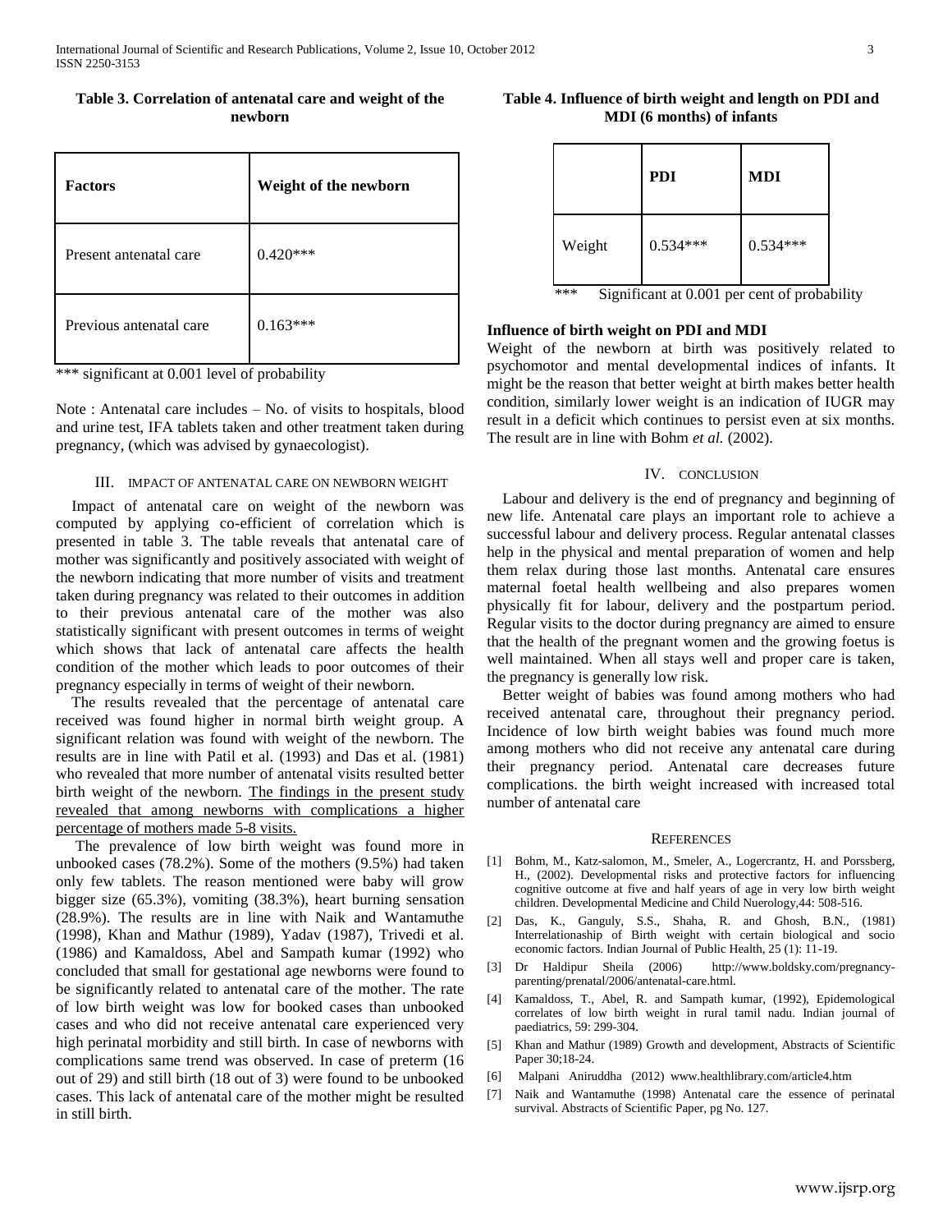**Table 3. Correlation of antenatal care and weight of the newborn**

| Factors | Weight of the newborn |
|---|---|
| Present antenatal care | 0.420*** |
| Previous antenatal care | 0.163*** |

*** significant at 0.001 level of probability

Note : Antenatal care includes – No. of visits to hospitals, blood and urine test, IFA tablets taken and other treatment taken during pregnancy, (which was advised by gynaecologist).

## III. Impact of Antenatal Care on Newborn Weight

Impact of antenatal care on weight of the newborn was computed by applying co-efficient of correlation which is presented in table 3. The table reveals that antenatal care of mother was significantly and positively associated with weight of the newborn indicating that more number of visits and treatment taken during pregnancy was related to their outcomes in addition to their previous antenatal care of the mother was also statistically significant with present outcomes in terms of weight which shows that lack of antenatal care affects the health condition of the mother which leads to poor outcomes of their pregnancy especially in terms of weight of their newborn.

The results revealed that the percentage of antenatal care received was found higher in normal birth weight group. A significant relation was found with weight of the newborn. The results are in line with Patil et al. (1993) and Das et al. (1981) who revealed that more number of antenatal visits resulted better birth weight of the newborn. The findings in the present study revealed that among newborns with complications a higher percentage of mothers made 5-8 visits.

The prevalence of low birth weight was found more in unbooked cases (78.2%). Some of the mothers (9.5%) had taken only few tablets. The reason mentioned were baby will grow bigger size (65.3%), vomiting (38.3%), heart burning sensation (28.9%). The results are in line with Naik and Wantamuthe (1998), Khan and Mathur (1989), Yadav (1987), Trivedi et al. (1986) and Kamaldoss, Abel and Sampath kumar (1992) who concluded that small for gestational age newborns were found to be significantly related to antenatal care of the mother. The rate of low birth weight was low for booked cases than unbooked cases and who did not receive antenatal care experienced very high perinatal morbidity and still birth. In case of newborns with complications same trend was observed. In case of preterm (16 out of 29) and still birth (18 out of 3) were found to be unbooked cases. This lack of antenatal care of the mother might be resulted in still birth.

**Table 4. Influence of birth weight and length on PDI and MDI (6 months) of infants**

| | PDI | MDI |
|---|---|---|
| Weight | 0.534*** | 0.534*** |

*** Significant at 0.001 per cent of probability

**Influence of birth weight on PDI and MDI**

Weight of the newborn at birth was positively related to psychomotor and mental developmental indices of infants. It might be the reason that better weight at birth makes better health condition, similarly lower weight is an indication of IUGR may result in a deficit which continues to persist even at six months. The result are in line with Bohm *et al.* (2002).

## IV. Conclusion

Labour and delivery is the end of pregnancy and beginning of new life. Antenatal care plays an important role to achieve a successful labour and delivery process. Regular antenatal classes help in the physical and mental preparation of women and help them relax during those last months. Antenatal care ensures maternal foetal health wellbeing and also prepares women physically fit for labour, delivery and the postpartum period. Regular visits to the doctor during pregnancy are aimed to ensure that the health of the pregnant women and the growing foetus is well maintained. When all stays well and proper care is taken, the pregnancy is generally low risk.

Better weight of babies was found among mothers who had received antenatal care, throughout their pregnancy period. Incidence of low birth weight babies was found much more among mothers who did not receive any antenatal care during their pregnancy period. Antenatal care decreases future complications. the birth weight increased with increased total number of antenatal care

## References

[1] Bohm, M., Katz-salomon, M., Smeler, A., Logercrantz, H. and Porssberg, H., (2002). Developmental risks and protective factors for influencing cognitive outcome at five and half years of age in very low birth weight children. Developmental Medicine and Child Nuerology,44: 508-516.

[2] Das, K., Ganguly, S.S., Shaha, R. and Ghosh, B.N., (1981) Interrelationaship of Birth weight with certain biological and socio economic factors. Indian Journal of Public Health, 25 (1): 11-19.

[3] Dr Haldipur Sheila (2006) http://www.boldsky.com/pregnancy-parenting/prenatal/2006/antenatal-care.html.

[4] Kamaldoss, T., Abel, R. and Sampath kumar, (1992), Epidemological correlates of low birth weight in rural tamil nadu. Indian journal of paediatrics, 59: 299-304.

[5] Khan and Mathur (1989) Growth and development, Abstracts of Scientific Paper 30;18-24.

[6] Malpani Aniruddha (2012) www.healthlibrary.com/article4.htm

[7] Naik and Wantamuthe (1998) Antenatal care the essence of perinatal survival. Abstracts of Scientific Paper, pg No. 127.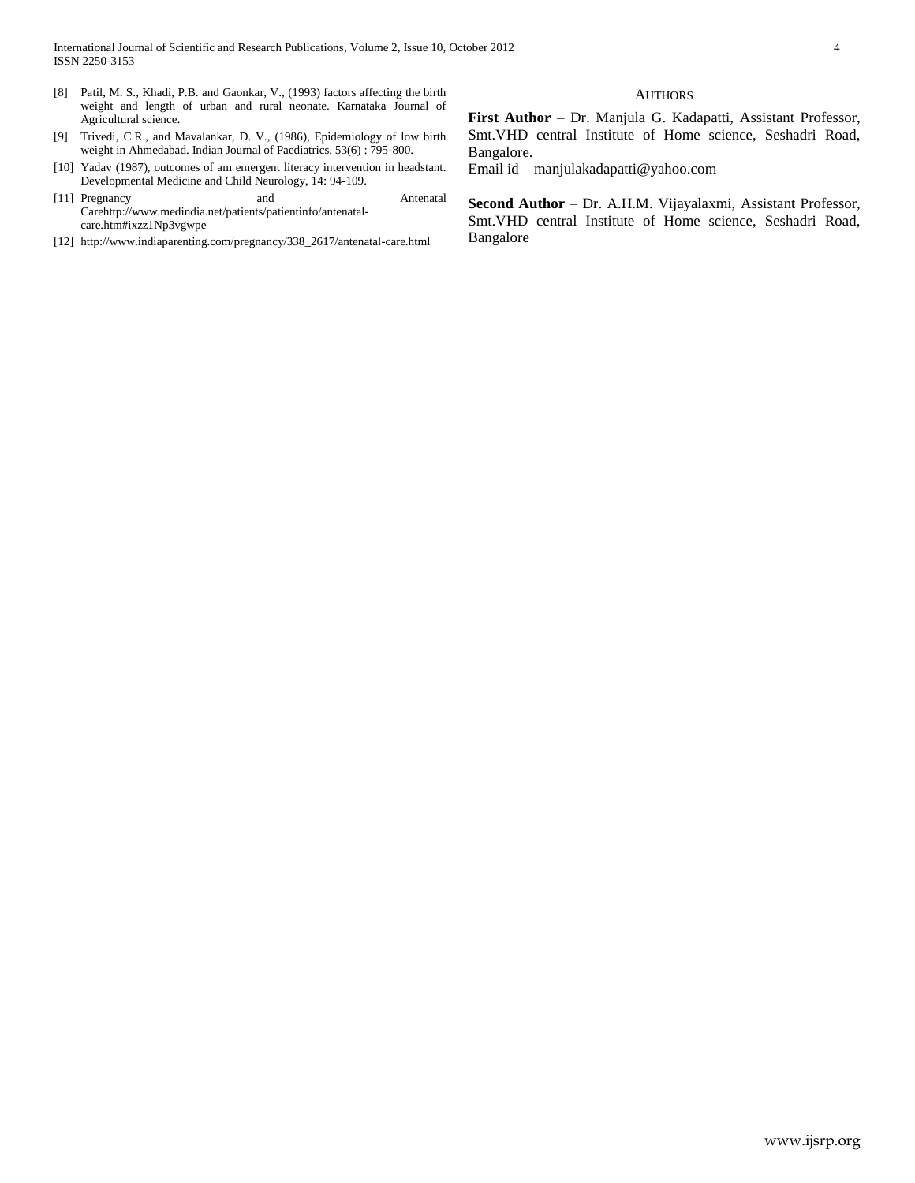[8] Patil, M. S., Khadi, P.B. and Gaonkar, V., (1993) factors affecting the birth weight and length of urban and rural neonate. Karnataka Journal of Agricultural science.

[9] Trivedi, C.R., and Mavalankar, D. V., (1986), Epidemiology of low birth weight in Ahmedabad. Indian Journal of Paediatrics, 53(6) : 795-800.

[10] Yadav (1987), outcomes of am emergent literacy intervention in headstant. Developmental Medicine and Child Neurology, 14: 94-109.

[11] Pregnancy and Antenatal Carehttp://www.medindia.net/patients/patientinfo/antenatal-care.htm#ixzz1Np3vgwpe

[12] http://www.indiaparenting.com/pregnancy/338_2617/antenatal-care.html

## AUTHORS

**First Author** – Dr. Manjula G. Kadapatti, Assistant Professor, Smt.VHD central Institute of Home science, Seshadri Road, Bangalore.
Email id – manjulakadapatti@yahoo.com

**Second Author** – Dr. A.H.M. Vijayalaxmi, Assistant Professor, Smt.VHD central Institute of Home science, Seshadri Road, Bangalore